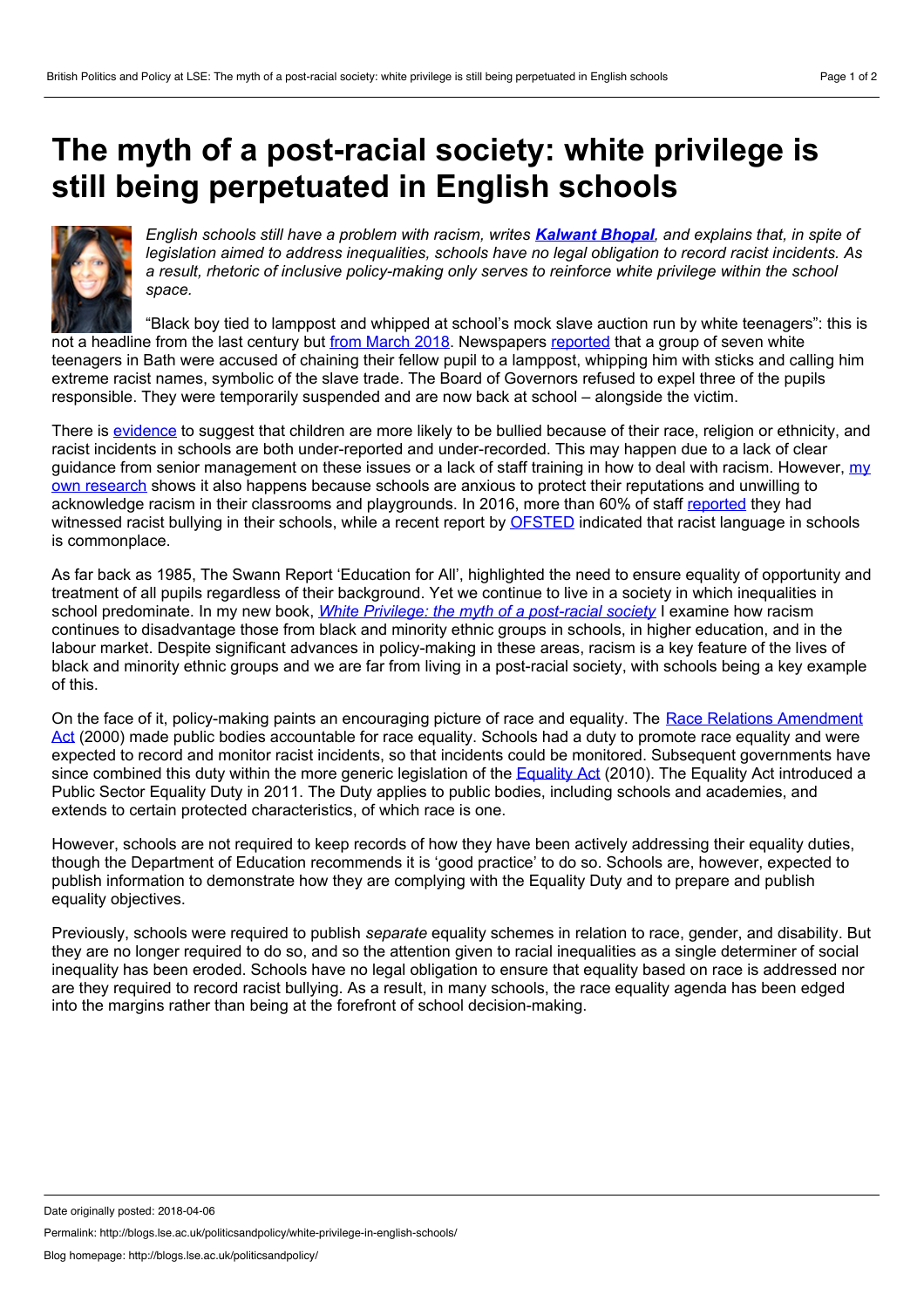# The myth of a post-racial society: white privilege is still being perpetuated in English schools

*English schools still have a problem with racism, writes* ***Kalwant Bhopal****, and explains that, in spite of legislation aimed to address inequalities, schools have no legal obligation to record racist incidents. As a result, rhetoric of inclusive policy-making only serves to reinforce white privilege within the school space.*

"Black boy tied to lamppost and whipped at school's mock slave auction run by white teenagers": this is not a headline from the last century but from March 2018. Newspapers reported that a group of seven white teenagers in Bath were accused of chaining their fellow pupil to a lamppost, whipping him with sticks and calling him extreme racist names, symbolic of the slave trade. The Board of Governors refused to expel three of the pupils responsible. They were temporarily suspended and are now back at school – alongside the victim.

There is evidence to suggest that children are more likely to be bullied because of their race, religion or ethnicity, and racist incidents in schools are both under-reported and under-recorded. This may happen due to a lack of clear guidance from senior management on these issues or a lack of staff training in how to deal with racism. However, my own research shows it also happens because schools are anxious to protect their reputations and unwilling to acknowledge racism in their classrooms and playgrounds. In 2016, more than 60% of staff reported they had witnessed racist bullying in their schools, while a recent report by OFSTED indicated that racist language in schools is commonplace.

As far back as 1985, The Swann Report 'Education for All', highlighted the need to ensure equality of opportunity and treatment of all pupils regardless of their background. Yet we continue to live in a society in which inequalities in school predominate. In my new book, *White Privilege: the myth of a post-racial society* I examine how racism continues to disadvantage those from black and minority ethnic groups in schools, in higher education, and in the labour market. Despite significant advances in policy-making in these areas, racism is a key feature of the lives of black and minority ethnic groups and we are far from living in a post-racial society, with schools being a key example of this.

On the face of it, policy-making paints an encouraging picture of race and equality. The Race Relations Amendment Act (2000) made public bodies accountable for race equality. Schools had a duty to promote race equality and were expected to record and monitor racist incidents, so that incidents could be monitored. Subsequent governments have since combined this duty within the more generic legislation of the Equality Act (2010). The Equality Act introduced a Public Sector Equality Duty in 2011. The Duty applies to public bodies, including schools and academies, and extends to certain protected characteristics, of which race is one.

However, schools are not required to keep records of how they have been actively addressing their equality duties, though the Department of Education recommends it is 'good practice' to do so. Schools are, however, expected to publish information to demonstrate how they are complying with the Equality Duty and to prepare and publish equality objectives.

Previously, schools were required to publish *separate* equality schemes in relation to race, gender, and disability. But they are no longer required to do so, and so the attention given to racial inequalities as a single determiner of social inequality has been eroded. Schools have no legal obligation to ensure that equality based on race is addressed nor are they required to record racist bullying. As a result, in many schools, the race equality agenda has been edged into the margins rather than being at the forefront of school decision-making.

Date originally posted: 2018-04-06

Permalink: http://blogs.lse.ac.uk/politicsandpolicy/white-privilege-in-english-schools/

Blog homepage: http://blogs.lse.ac.uk/politicsandpolicy/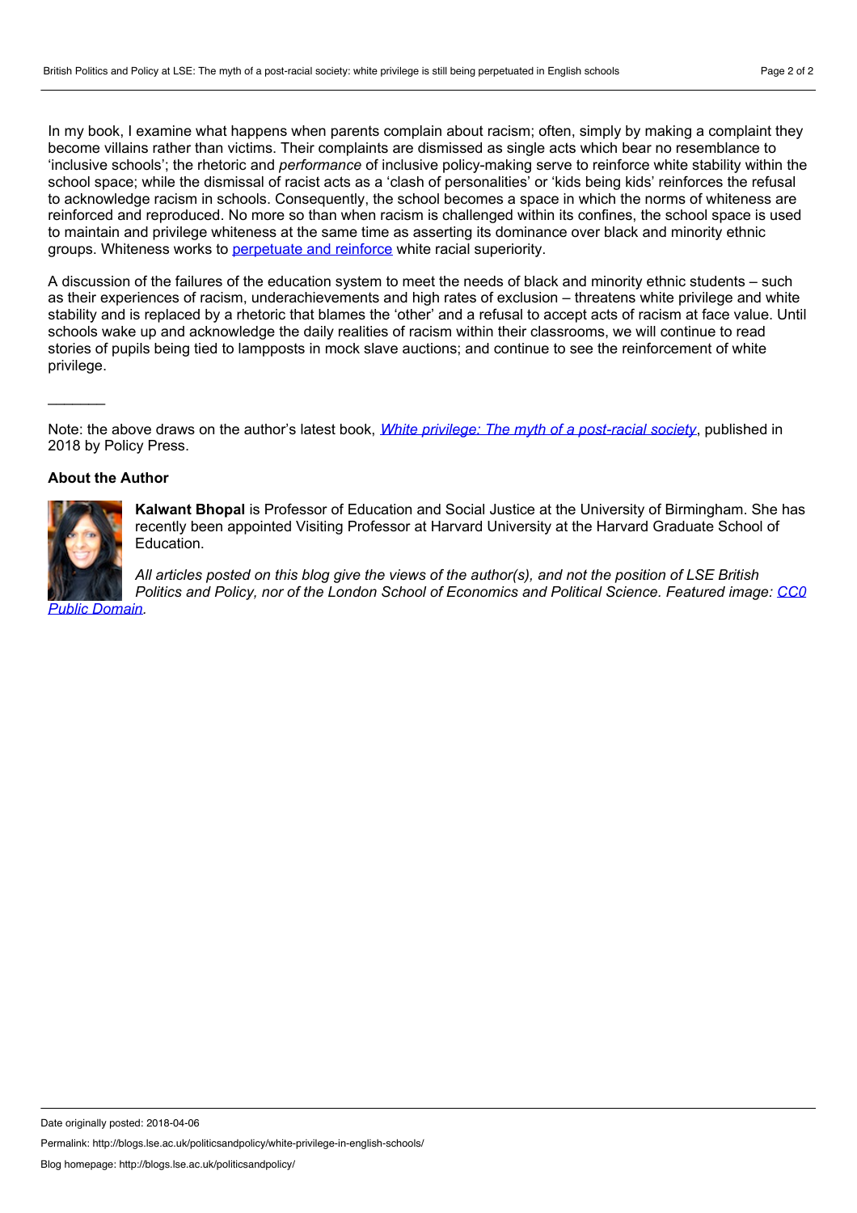In my book, I examine what happens when parents complain about racism; often, simply by making a complaint they become villains rather than victims. Their complaints are dismissed as single acts which bear no resemblance to 'inclusive schools'; the rhetoric and *performance* of inclusive policy-making serve to reinforce white stability within the school space; while the dismissal of racist acts as a 'clash of personalities' or 'kids being kids' reinforces the refusal to acknowledge racism in schools. Consequently, the school becomes a space in which the norms of whiteness are reinforced and reproduced. No more so than when racism is challenged within its confines, the school space is used to maintain and privilege whiteness at the same time as asserting its dominance over black and minority ethnic groups. Whiteness works to perpetuate and reinforce white racial superiority.

A discussion of the failures of the education system to meet the needs of black and minority ethnic students – such as their experiences of racism, underachievements and high rates of exclusion – threatens white privilege and white stability and is replaced by a rhetoric that blames the 'other' and a refusal to accept acts of racism at face value. Until schools wake up and acknowledge the daily realities of racism within their classrooms, we will continue to read stories of pupils being tied to lampposts in mock slave auctions; and continue to see the reinforcement of white privilege.

________

Note: the above draws on the author's latest book, *White privilege: The myth of a post-racial society*, published in 2018 by Policy Press.

**About the Author**

**Kalwant Bhopal** is Professor of Education and Social Justice at the University of Birmingham. She has recently been appointed Visiting Professor at Harvard University at the Harvard Graduate School of Education.

*All articles posted on this blog give the views of the author(s), and not the position of LSE British Politics and Policy, nor of the London School of Economics and Political Science. Featured image: CC0 Public Domain.*

Date originally posted: 2018-04-06

Permalink: http://blogs.lse.ac.uk/politicsandpolicy/white-privilege-in-english-schools/

Blog homepage: http://blogs.lse.ac.uk/politicsandpolicy/